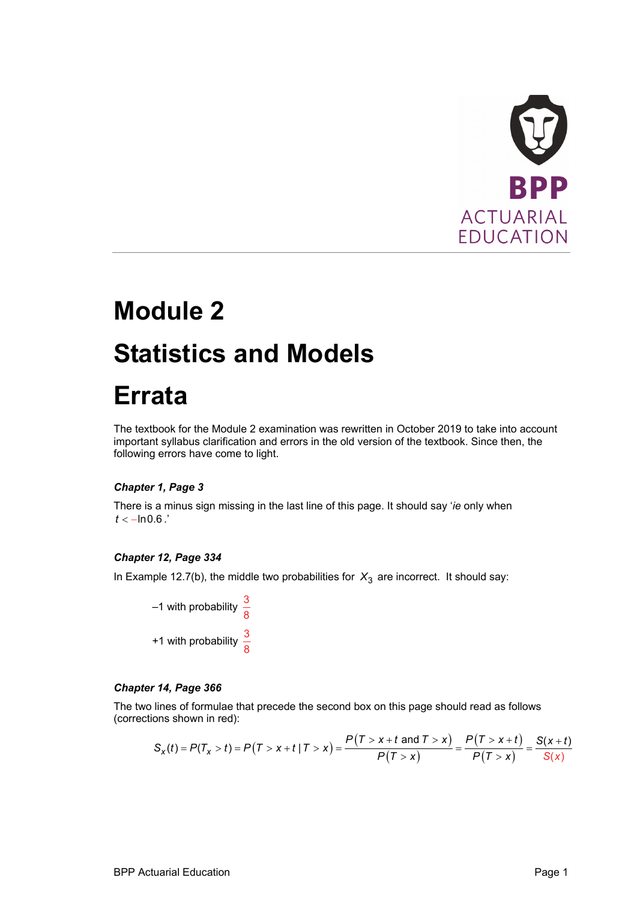# Module 2

# Statistics and Models

# Errata

The textbook for the Module 2 examination was rewritten in October 2019 to take into account important syllabus clarification and errors in the old version of the textbook. Since then, the following errors have come to light.

### *Chapter 1, Page 3*

There is a minus sign missing in the last line of this page. It should say '*ie* only when $t < -\ln 0.6$.'

### *Chapter 12, Page 334*

In Example 12.7(b), the middle two probabilities for $X_3$ are incorrect. It should say:

–1 with probability $\frac{3}{8}$

+1 with probability $\frac{3}{8}$

### *Chapter 14, Page 366*

The two lines of formulae that precede the second box on this page should read as follows (corrections shown in red):

$$S_x(t) = P(T_x > t) = P(T > x + t \mid T > x) = \frac{P(T > x + t \text{ and } T > x)}{P(T > x)} = \frac{P(T > x + t)}{P(T > x)} = \frac{S(x+t)}{S(x)}$$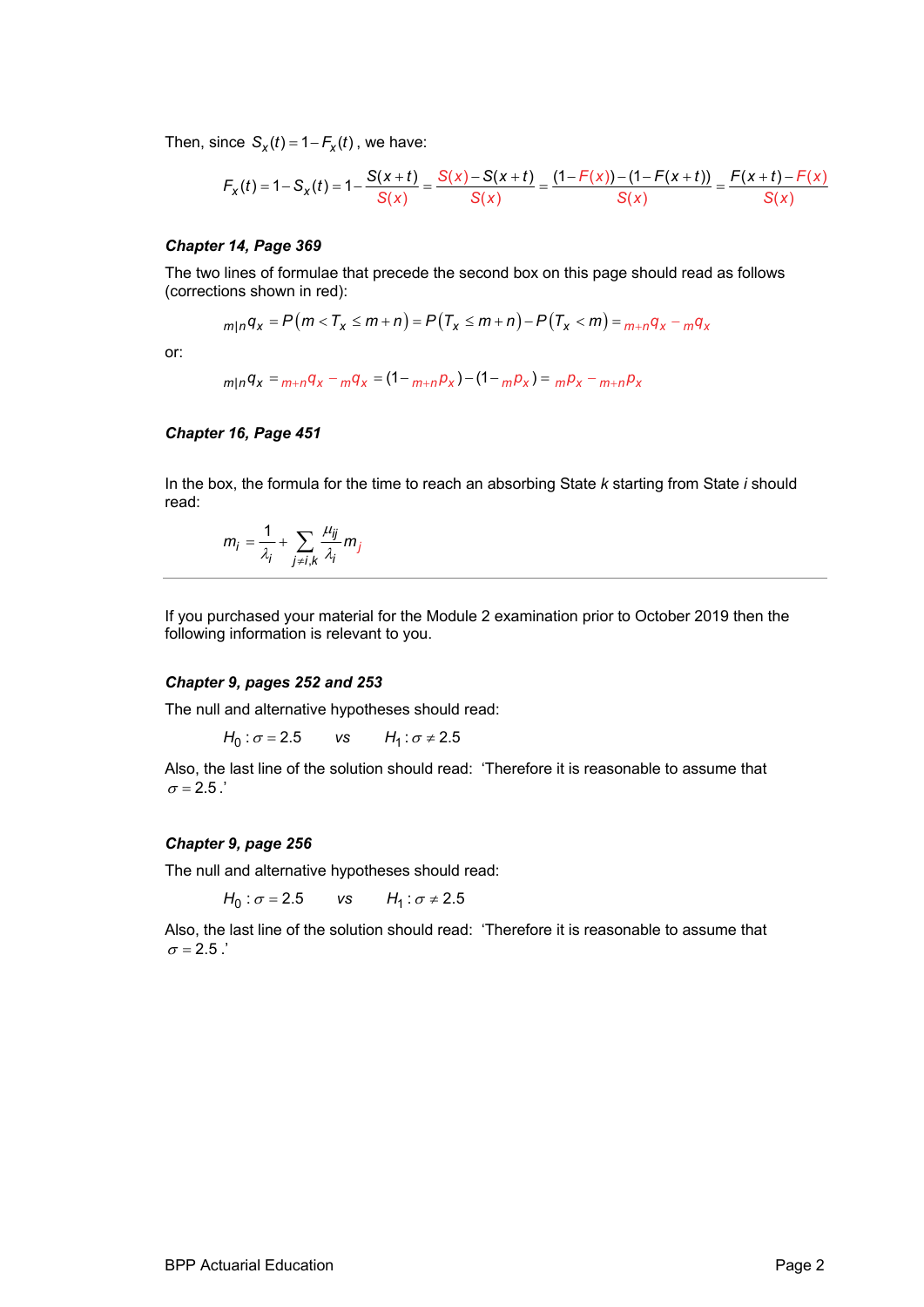Then, since $S_x(t) = 1 - F_x(t)$, we have:

$$F_x(t) = 1 - S_x(t) = 1 - \frac{S(x+t)}{S(x)} = \frac{S(x) - S(x+t)}{S(x)} = \frac{(1 - F(x)) - (1 - F(x+t))}{S(x)} = \frac{F(x+t) - F(x)}{S(x)}$$

***Chapter 14, Page 369***

The two lines of formulae that precede the second box on this page should read as follows (corrections shown in red):

$${}_{m|n}q_x = P\left(m < T_x \leq m+n\right) = P\left(T_x \leq m+n\right) - P\left(T_x < m\right) = {}_{m+n}q_x - {}_{m}q_x$$

or:

$${}_{m|n}q_x = {}_{m+n}q_x - {}_{m}q_x = (1 - {}_{m+n}p_x) - (1 - {}_{m}p_x) = {}_{m}p_x - {}_{m+n}p_x$$

***Chapter 16, Page 451***

In the box, the formula for the time to reach an absorbing State *k* starting from State *i* should read:

$$m_i = \frac{1}{\lambda_i} + \sum_{j \neq i,k} \frac{\mu_{ij}}{\lambda_i} m_j$$

---

If you purchased your material for the Module 2 examination prior to October 2019 then the following information is relevant to you.

***Chapter 9, pages 252 and 253***

The null and alternative hypotheses should read:

$$H_0 : \sigma = 2.5 \qquad vs \qquad H_1 : \sigma \neq 2.5$$

Also, the last line of the solution should read: 'Therefore it is reasonable to assume that $\sigma = 2.5$.'

***Chapter 9, page 256***

The null and alternative hypotheses should read:

$$H_0 : \sigma = 2.5 \qquad vs \qquad H_1 : \sigma \neq 2.5$$

Also, the last line of the solution should read: 'Therefore it is reasonable to assume that $\sigma = 2.5$.'